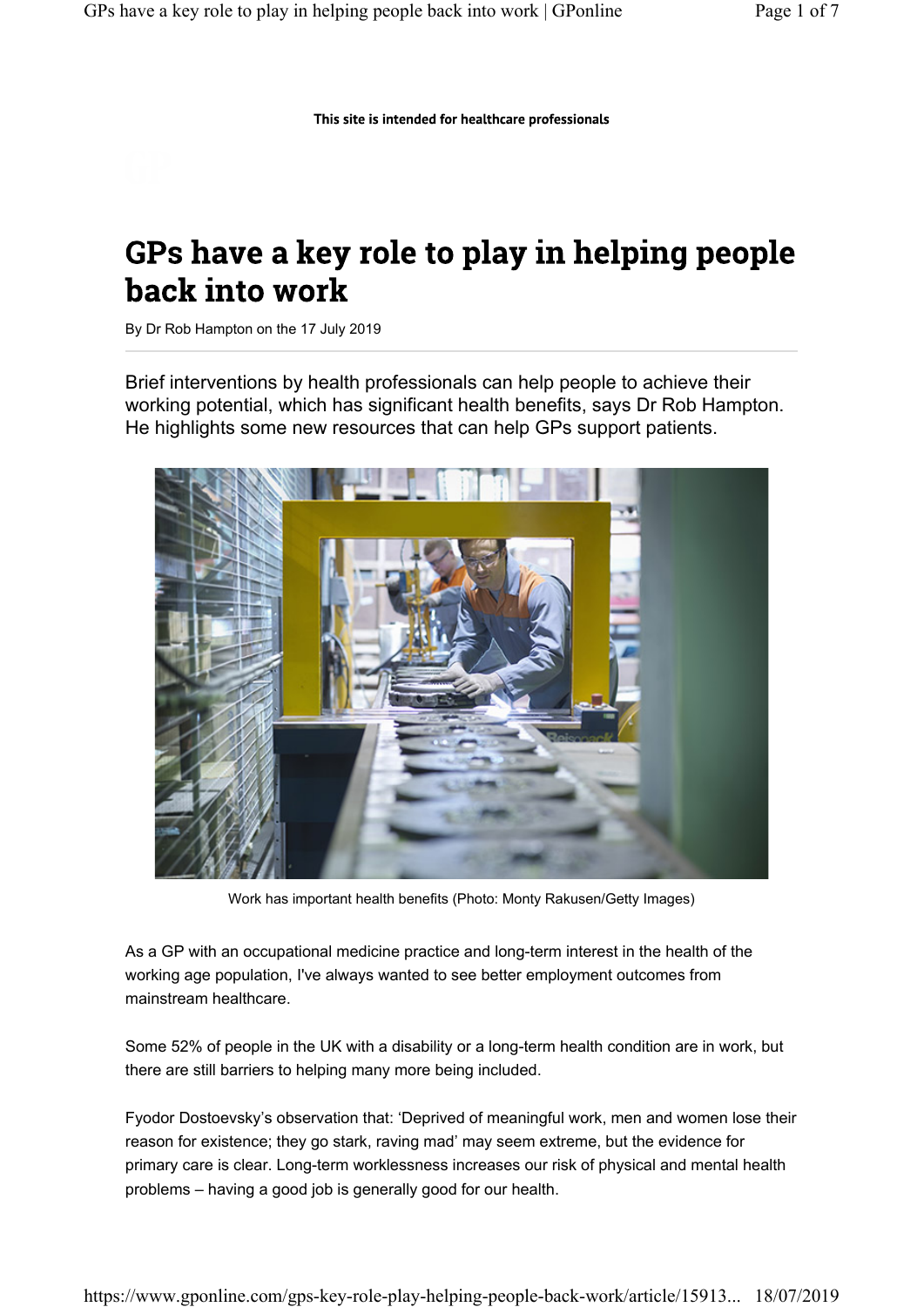This site is intended for healthcare professionals

# GPs have a key role to play in helping people back into work

By Dr Rob Hampton on the 17 July 2019

Brief interventions by health professionals can help people to achieve their working potential, which has significant health benefits, says Dr Rob Hampton. He highlights some new resources that can help GPs support patients.

Work has important health benefits (Photo: Monty Rakusen/Getty Images)

As a GP with an occupational medicine practice and long-term interest in the health of the working age population, I've always wanted to see better employment outcomes from mainstream healthcare.

Some 52% of people in the UK with a disability or a long-term health condition are in work, but there are still barriers to helping many more being included.

Fyodor Dostoevsky's observation that: 'Deprived of meaningful work, men and women lose their reason for existence; they go stark, raving mad' may seem extreme, but the evidence for primary care is clear. Long-term worklessness increases our risk of physical and mental health problems – having a good job is generally good for our health.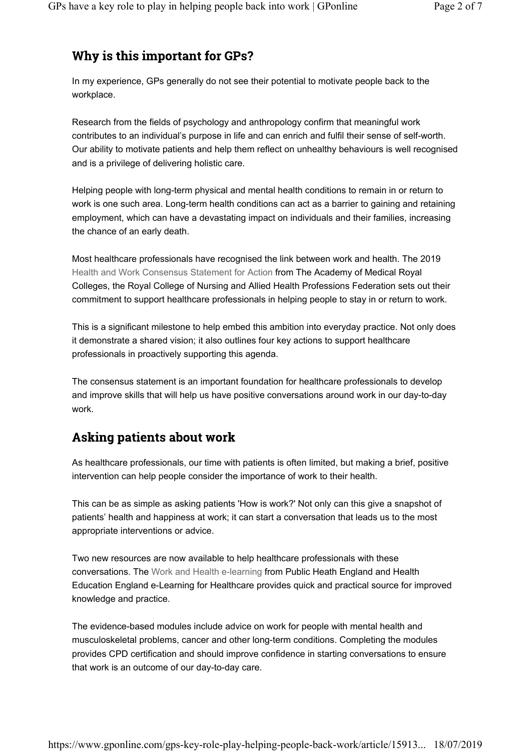## Why is this important for GPs?

In my experience, GPs generally do not see their potential to motivate people back to the workplace.

Research from the fields of psychology and anthropology confirm that meaningful work contributes to an individual's purpose in life and can enrich and fulfil their sense of self-worth. Our ability to motivate patients and help them reflect on unhealthy behaviours is well recognised and is a privilege of delivering holistic care.

Helping people with long-term physical and mental health conditions to remain in or return to work is one such area. Long-term health conditions can act as a barrier to gaining and retaining employment, which can have a devastating impact on individuals and their families, increasing the chance of an early death.

Most healthcare professionals have recognised the link between work and health. The 2019 Health and Work Consensus Statement for Action from The Academy of Medical Royal Colleges, the Royal College of Nursing and Allied Health Professions Federation sets out their commitment to support healthcare professionals in helping people to stay in or return to work.

This is a significant milestone to help embed this ambition into everyday practice. Not only does it demonstrate a shared vision; it also outlines four key actions to support healthcare professionals in proactively supporting this agenda.

The consensus statement is an important foundation for healthcare professionals to develop and improve skills that will help us have positive conversations around work in our day-to-day work.

## Asking patients about work

As healthcare professionals, our time with patients is often limited, but making a brief, positive intervention can help people consider the importance of work to their health.

This can be as simple as asking patients 'How is work?' Not only can this give a snapshot of patients' health and happiness at work; it can start a conversation that leads us to the most appropriate interventions or advice.

Two new resources are now available to help healthcare professionals with these conversations. The Work and Health e-learning from Public Heath England and Health Education England e-Learning for Healthcare provides quick and practical source for improved knowledge and practice.

The evidence-based modules include advice on work for people with mental health and musculoskeletal problems, cancer and other long-term conditions. Completing the modules provides CPD certification and should improve confidence in starting conversations to ensure that work is an outcome of our day-to-day care.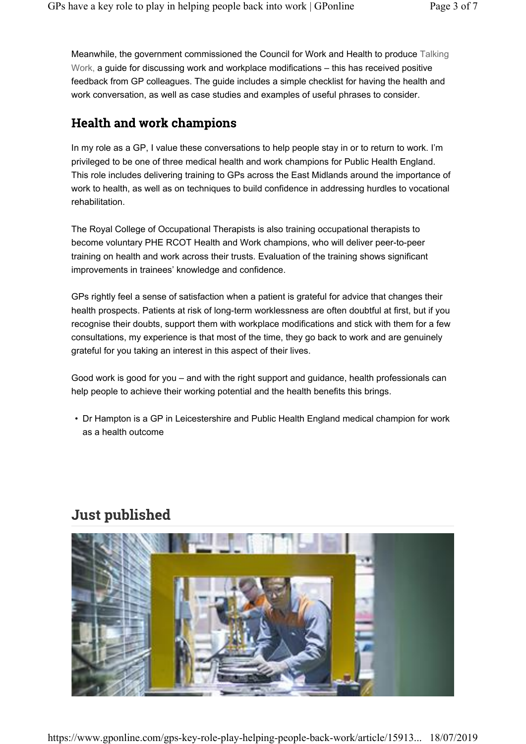Meanwhile, the government commissioned the Council for Work and Health to produce Talking Work, a guide for discussing work and workplace modifications – this has received positive feedback from GP colleagues. The guide includes a simple checklist for having the health and work conversation, as well as case studies and examples of useful phrases to consider.

## Health and work champions

In my role as a GP, I value these conversations to help people stay in or to return to work. I'm privileged to be one of three medical health and work champions for Public Health England. This role includes delivering training to GPs across the East Midlands around the importance of work to health, as well as on techniques to build confidence in addressing hurdles to vocational rehabilitation.

The Royal College of Occupational Therapists is also training occupational therapists to become voluntary PHE RCOT Health and Work champions, who will deliver peer-to-peer training on health and work across their trusts. Evaluation of the training shows significant improvements in trainees' knowledge and confidence.

GPs rightly feel a sense of satisfaction when a patient is grateful for advice that changes their health prospects. Patients at risk of long-term worklessness are often doubtful at first, but if you recognise their doubts, support them with workplace modifications and stick with them for a few consultations, my experience is that most of the time, they go back to work and are genuinely grateful for you taking an interest in this aspect of their lives.

Good work is good for you – and with the right support and guidance, health professionals can help people to achieve their working potential and the health benefits this brings.

- Dr Hampton is a GP in Leicestershire and Public Health England medical champion for work as a health outcome

## Just published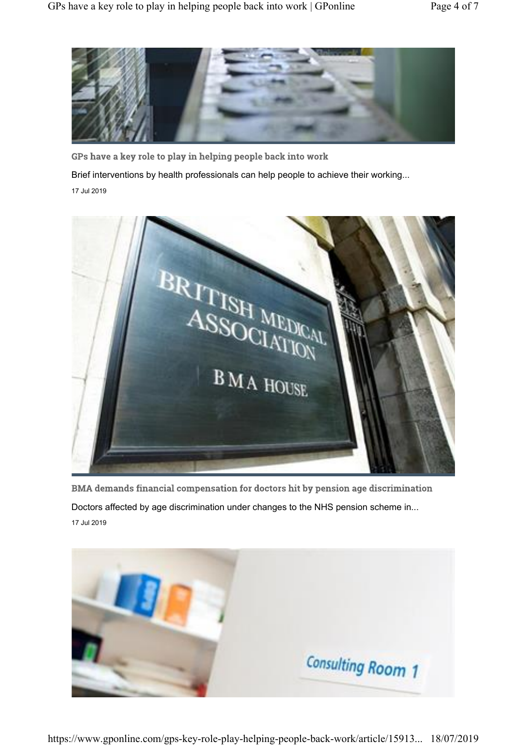**GPs have a key role to play in helping people back into work**

Brief interventions by health professionals can help people to achieve their working...

17 Jul 2019

**BMA demands financial compensation for doctors hit by pension age discrimination**

Doctors affected by age discrimination under changes to the NHS pension scheme in...

17 Jul 2019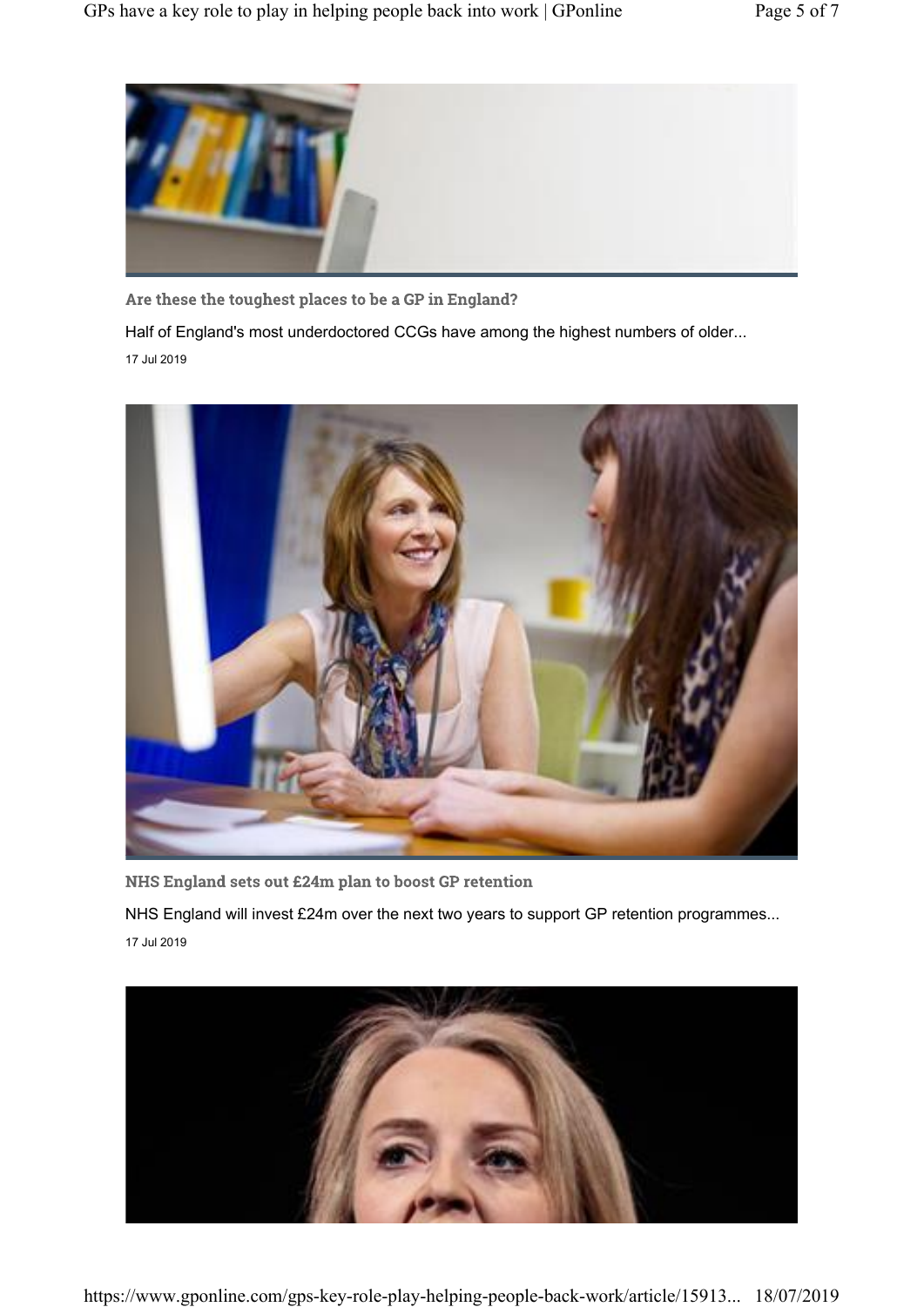### Are these the toughest places to be a GP in England?

Half of England's most underdoctored CCGs have among the highest numbers of older...

17 Jul 2019

### NHS England sets out £24m plan to boost GP retention

NHS England will invest £24m over the next two years to support GP retention programmes...

17 Jul 2019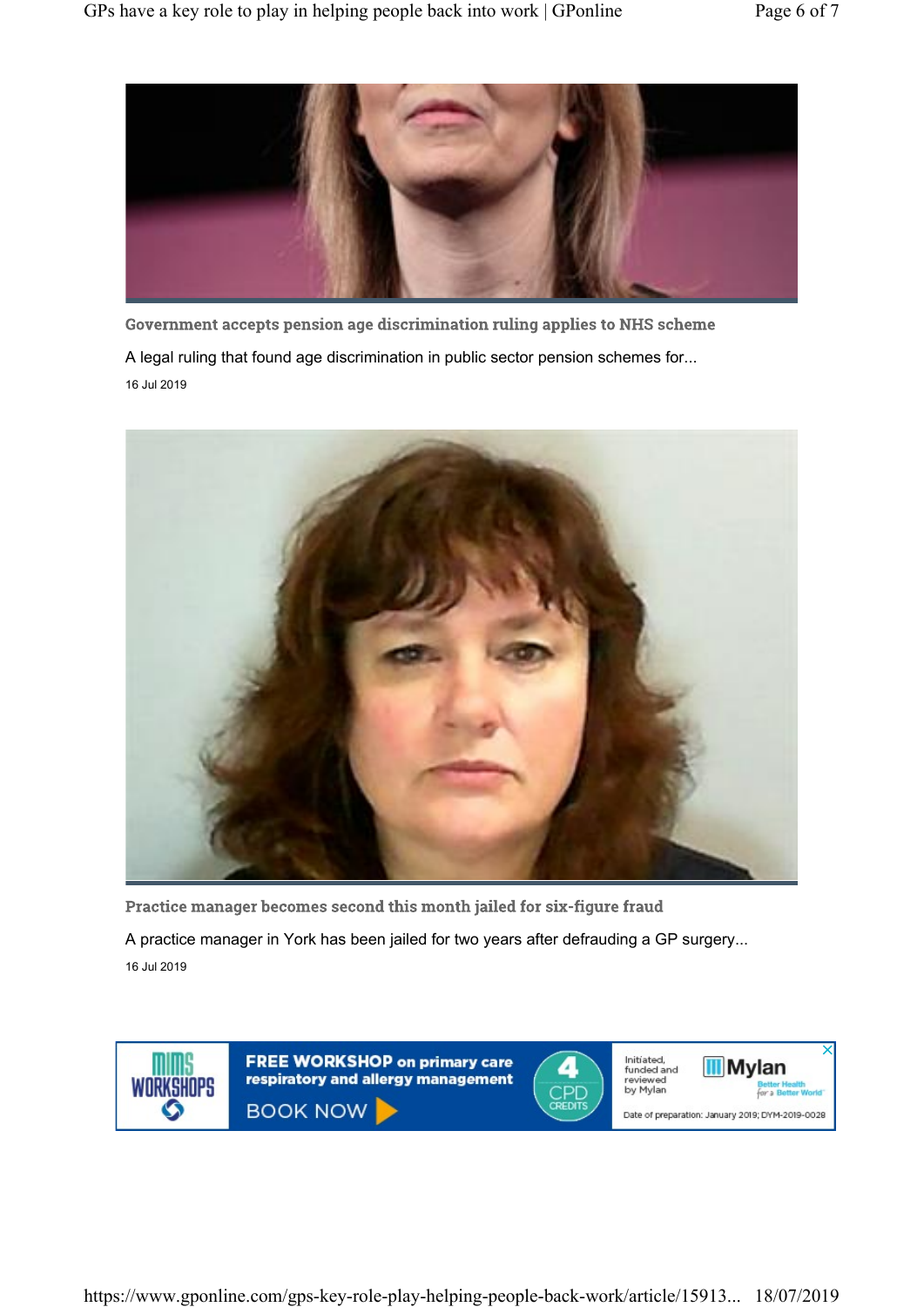### Government accepts pension age discrimination ruling applies to NHS scheme

A legal ruling that found age discrimination in public sector pension schemes for...

16 Jul 2019

### Practice manager becomes second this month jailed for six-figure fraud

A practice manager in York has been jailed for two years after defrauding a GP surgery...

16 Jul 2019

MIMS WORKSHOPS

FREE WORKSHOP on primary care respiratory and allergy management

BOOK NOW

4 CPD CREDITS

Initiated, funded and reviewed by Mylan

Mylan Better Health for a Better World

Date of preparation: January 2019; DYM-2019-0028